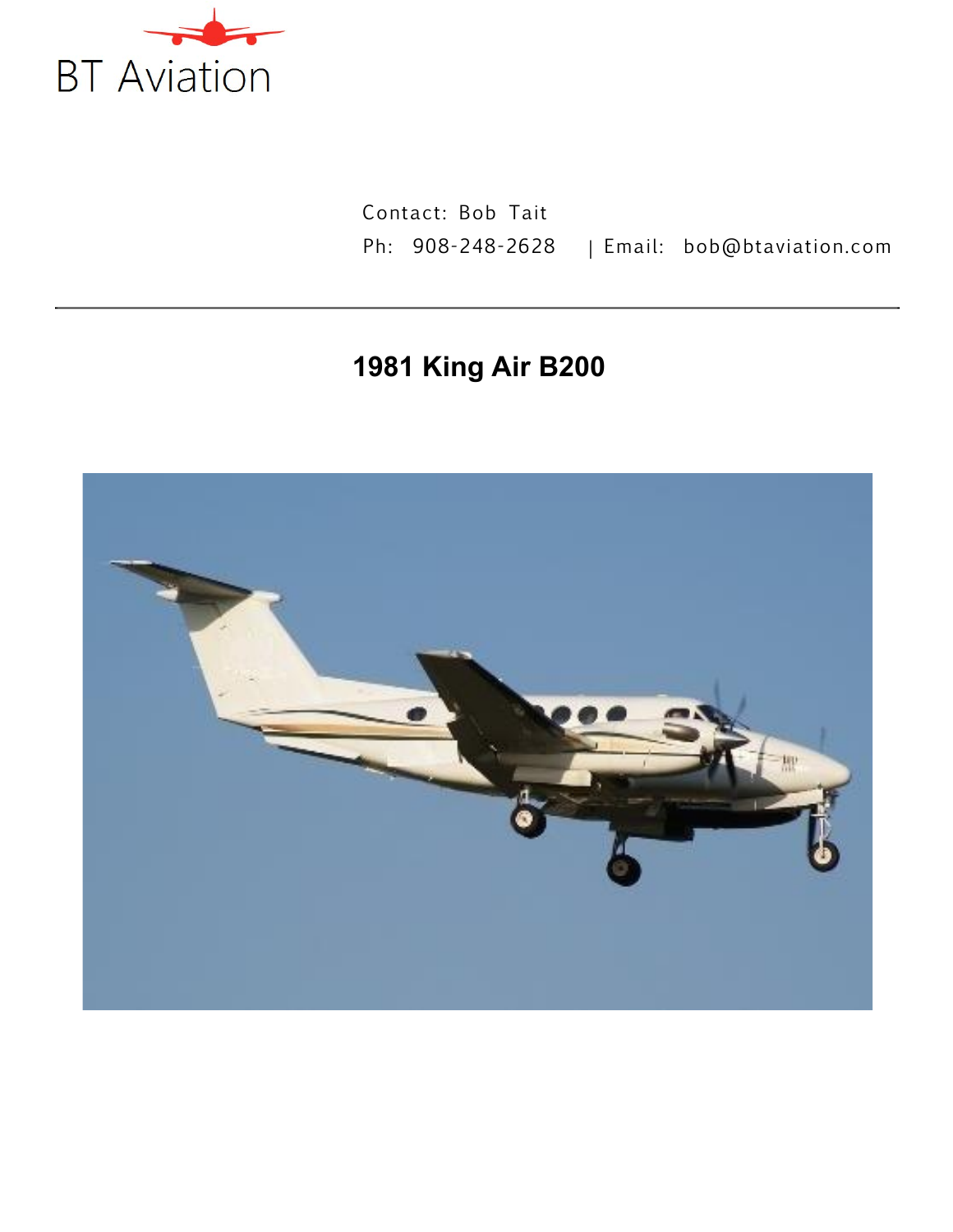BT Aviation

Contact: Bob Tait

Ph: 908-248-2628 | Email: bob@btaviation.com

# 1981 King Air B200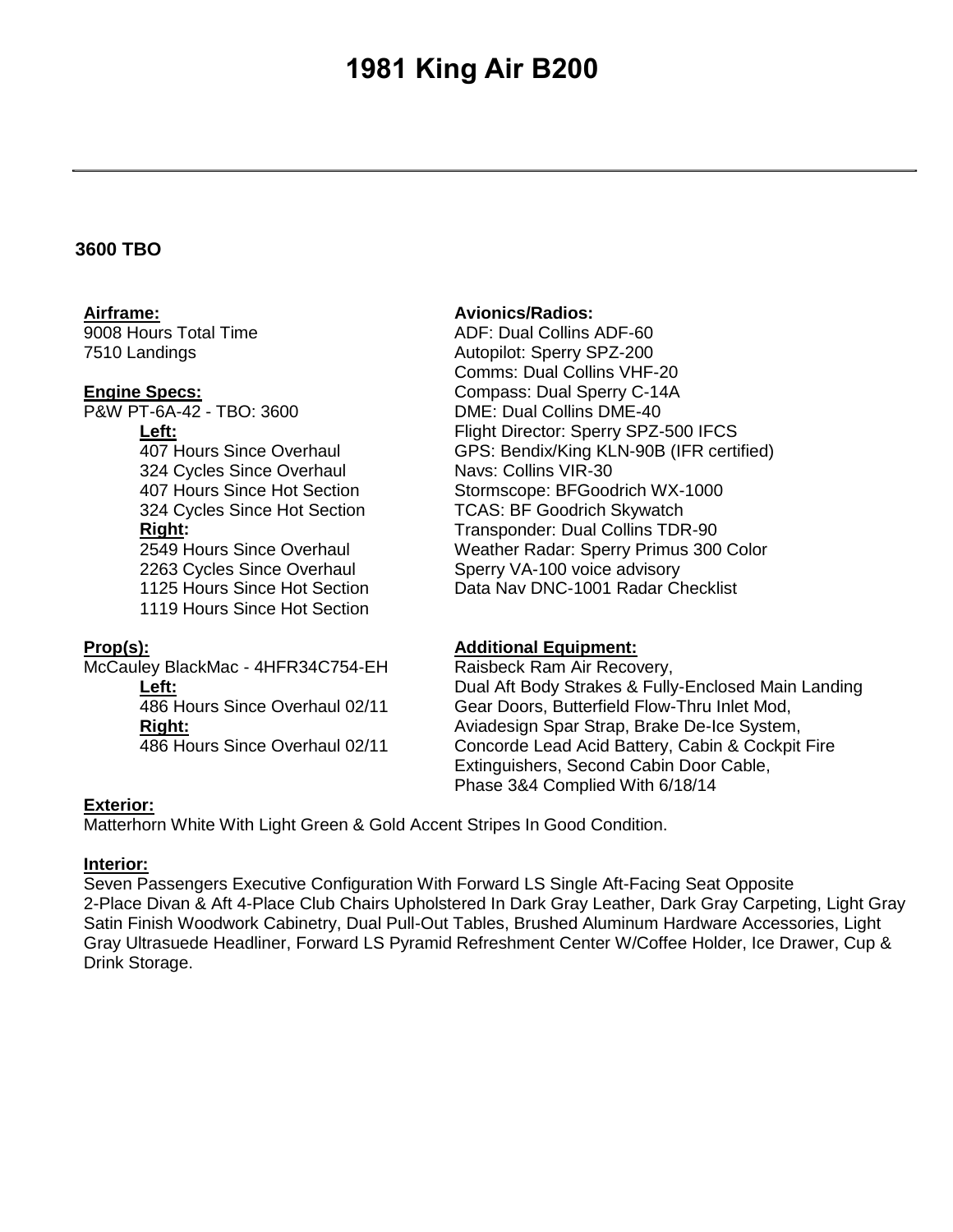# 1981 King Air B200

**3600 TBO**

**Airframe:**

9008 Hours Total Time
7510 Landings

**Engine Specs:**

P&W PT-6A-42 - TBO: 3600

**Left:**
407 Hours Since Overhaul
324 Cycles Since Overhaul
407 Hours Since Hot Section
324 Cycles Since Hot Section

**Right:**
2549 Hours Since Overhaul
2263 Cycles Since Overhaul
1125 Hours Since Hot Section
1119 Hours Since Hot Section

**Prop(s):**

McCauley BlackMac - 4HFR34C754-EH

**Left:**
486 Hours Since Overhaul 02/11

**Right:**
486 Hours Since Overhaul 02/11

**Avionics/Radios:**

ADF: Dual Collins ADF-60
Autopilot: Sperry SPZ-200
Comms: Dual Collins VHF-20
Compass: Dual Sperry C-14A
DME: Dual Collins DME-40
Flight Director: Sperry SPZ-500 IFCS
GPS: Bendix/King KLN-90B (IFR certified)
Navs: Collins VIR-30
Stormscope: BFGoodrich WX-1000
TCAS: BF Goodrich Skywatch
Transponder: Dual Collins TDR-90
Weather Radar: Sperry Primus 300 Color
Sperry VA-100 voice advisory
Data Nav DNC-1001 Radar Checklist

**Additional Equipment:**

Raisbeck Ram Air Recovery, Dual Aft Body Strakes & Fully-Enclosed Main Landing Gear Doors, Butterfield Flow-Thru Inlet Mod, Aviadesign Spar Strap, Brake De-Ice System, Concorde Lead Acid Battery, Cabin & Cockpit Fire Extinguishers, Second Cabin Door Cable, Phase 3&4 Complied With 6/18/14

**Exterior:**

Matterhorn White With Light Green & Gold Accent Stripes In Good Condition.

**Interior:**

Seven Passengers Executive Configuration With Forward LS Single Aft-Facing Seat Opposite 2-Place Divan & Aft 4-Place Club Chairs Upholstered In Dark Gray Leather, Dark Gray Carpeting, Light Gray Satin Finish Woodwork Cabinetry, Dual Pull-Out Tables, Brushed Aluminum Hardware Accessories, Light Gray Ultrasuede Headliner, Forward LS Pyramid Refreshment Center W/Coffee Holder, Ice Drawer, Cup & Drink Storage.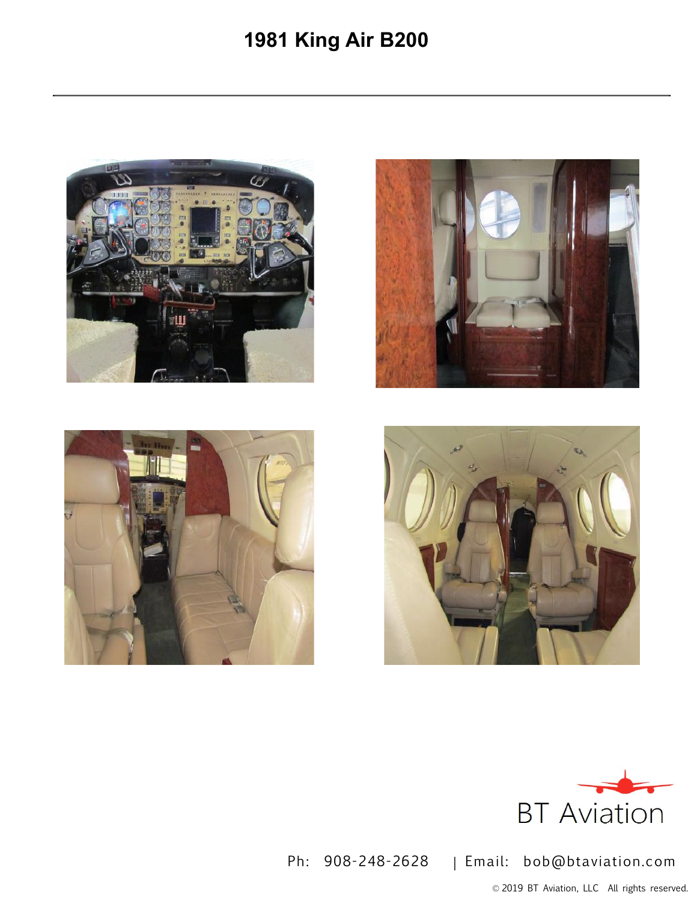# 1981 King Air B200

BT Aviation

Ph: 908-248-2628 | Email: bob@btaviation.com

© 2019 BT Aviation, LLC All rights reserved.